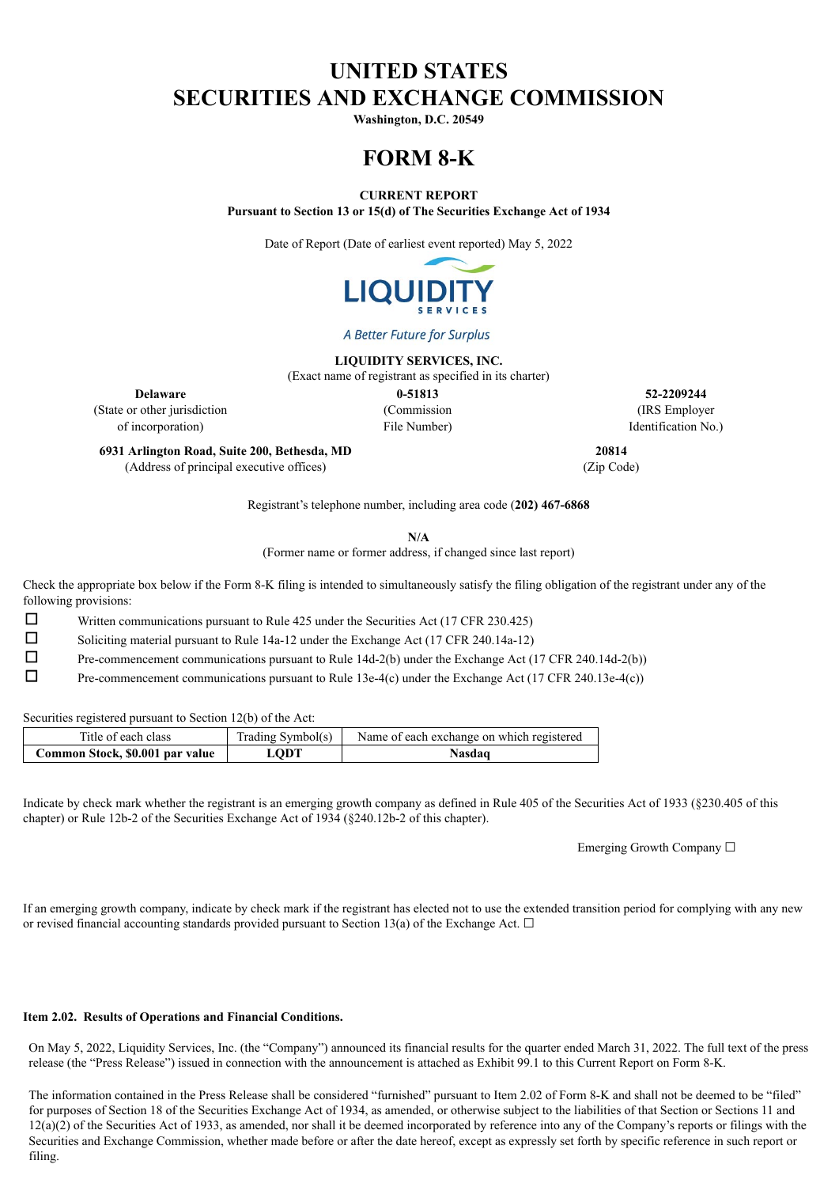# UNITED STATES
# SECURITIES AND EXCHANGE COMMISSION

**Washington, D.C. 20549**

# FORM 8-K

**CURRENT REPORT**
**Pursuant to Section 13 or 15(d) of The Securities Exchange Act of 1934**

Date of Report (Date of earliest event reported) May 5, 2022

LIQUIDITY SERVICES

*A Better Future for Surplus*

**LIQUIDITY SERVICES, INC.**
(Exact name of registrant as specified in its charter)

| **Delaware** | **0-51813** | **52-2209244** |
|---|---|---|
| (State or other jurisdiction of incorporation) | (Commission File Number) | (IRS Employer Identification No.) |

| **6931 Arlington Road, Suite 200, Bethesda, MD** | **20814** |
|---|---|
| (Address of principal executive offices) | (Zip Code) |

Registrant's telephone number, including area code (**202) 467-6868**

**N/A**
(Former name or former address, if changed since last report)

Check the appropriate box below if the Form 8-K filing is intended to simultaneously satisfy the filing obligation of the registrant under any of the following provisions:

☐ Written communications pursuant to Rule 425 under the Securities Act (17 CFR 230.425)

☐ Soliciting material pursuant to Rule 14a-12 under the Exchange Act (17 CFR 240.14a-12)

☐ Pre-commencement communications pursuant to Rule 14d-2(b) under the Exchange Act (17 CFR 240.14d-2(b))

☐ Pre-commencement communications pursuant to Rule 13e-4(c) under the Exchange Act (17 CFR 240.13e-4(c))

Securities registered pursuant to Section 12(b) of the Act:

| Title of each class | Trading Symbol(s) | Name of each exchange on which registered |
|---|---|---|
| **Common Stock, $0.001 par value** | **LQDT** | **Nasdaq** |

Indicate by check mark whether the registrant is an emerging growth company as defined in Rule 405 of the Securities Act of 1933 (§230.405 of this chapter) or Rule 12b-2 of the Securities Exchange Act of 1934 (§240.12b-2 of this chapter).

Emerging Growth Company ☐

If an emerging growth company, indicate by check mark if the registrant has elected not to use the extended transition period for complying with any new or revised financial accounting standards provided pursuant to Section 13(a) of the Exchange Act. ☐

**Item 2.02. Results of Operations and Financial Conditions.**

On May 5, 2022, Liquidity Services, Inc. (the "Company") announced its financial results for the quarter ended March 31, 2022. The full text of the press release (the "Press Release") issued in connection with the announcement is attached as Exhibit 99.1 to this Current Report on Form 8-K.

The information contained in the Press Release shall be considered "furnished" pursuant to Item 2.02 of Form 8-K and shall not be deemed to be "filed" for purposes of Section 18 of the Securities Exchange Act of 1934, as amended, or otherwise subject to the liabilities of that Section or Sections 11 and 12(a)(2) of the Securities Act of 1933, as amended, nor shall it be deemed incorporated by reference into any of the Company's reports or filings with the Securities and Exchange Commission, whether made before or after the date hereof, except as expressly set forth by specific reference in such report or filing.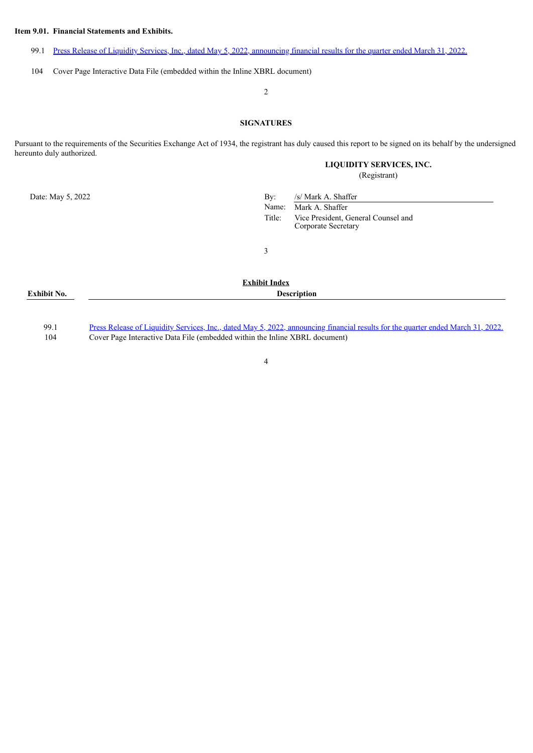**Item 9.01. Financial Statements and Exhibits.**

99.1 Press Release of Liquidity Services, Inc., dated May 5, 2022, announcing financial results for the quarter ended March 31, 2022.

104 Cover Page Interactive Data File (embedded within the Inline XBRL document)

## SIGNATURES

Pursuant to the requirements of the Securities Exchange Act of 1934, the registrant has duly caused this report to be signed on its behalf by the undersigned hereunto duly authorized.

**LIQUIDITY SERVICES, INC.**
(Registrant)

Date: May 5, 2022

By: /s/ Mark A. Shaffer
Name: Mark A. Shaffer
Title: Vice President, General Counsel and Corporate Secretary

**Exhibit Index**

| Exhibit No. | Description |
|---|---|
| 99.1 | Press Release of Liquidity Services, Inc., dated May 5, 2022, announcing financial results for the quarter ended March 31, 2022. |
| 104 | Cover Page Interactive Data File (embedded within the Inline XBRL document) |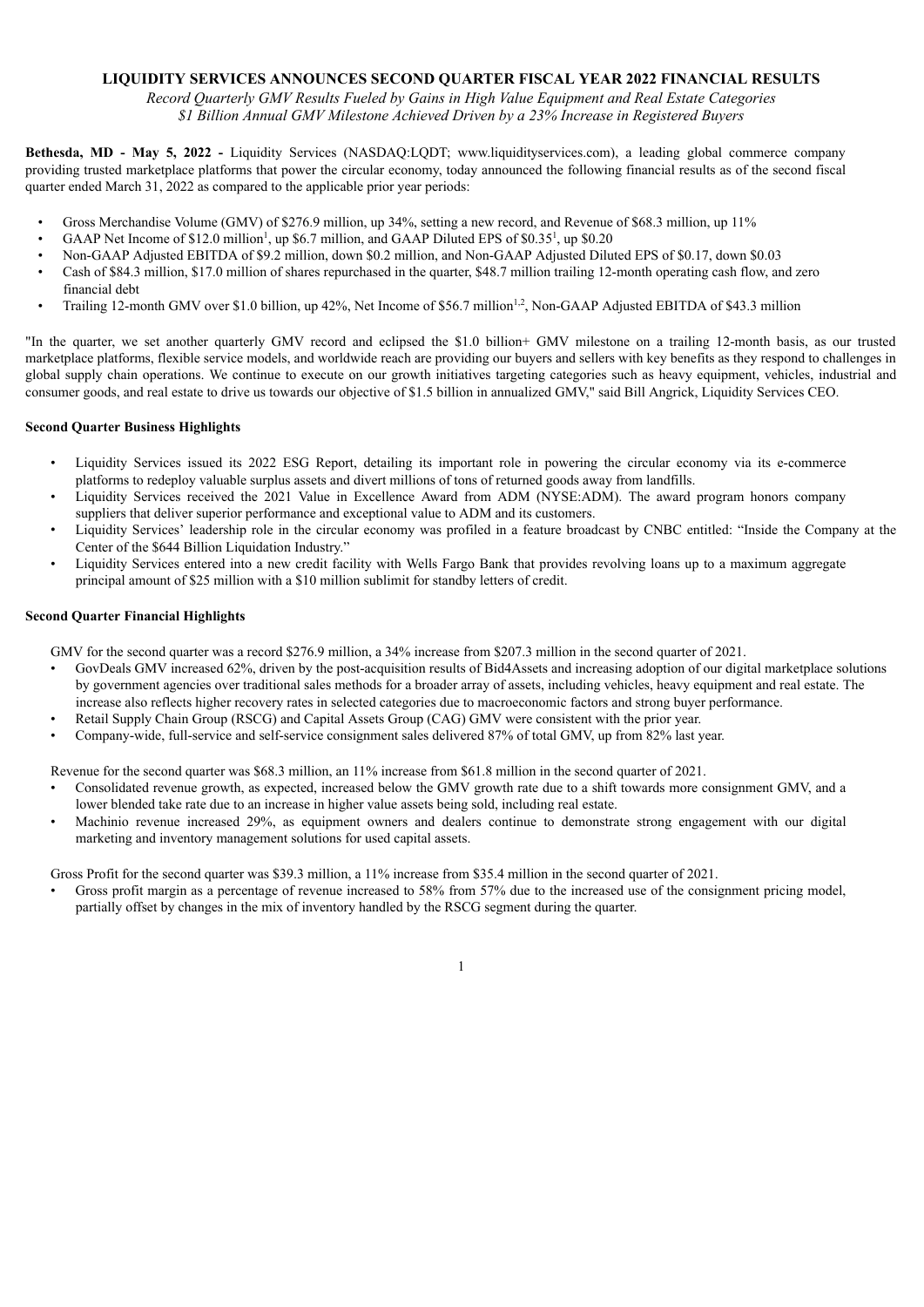# LIQUIDITY SERVICES ANNOUNCES SECOND QUARTER FISCAL YEAR 2022 FINANCIAL RESULTS

*Record Quarterly GMV Results Fueled by Gains in High Value Equipment and Real Estate Categories*
*$1 Billion Annual GMV Milestone Achieved Driven by a 23% Increase in Registered Buyers*

**Bethesda, MD - May 5, 2022 -** Liquidity Services (NASDAQ:LQDT; www.liquidityservices.com), a leading global commerce company providing trusted marketplace platforms that power the circular economy, today announced the following financial results as of the second fiscal quarter ended March 31, 2022 as compared to the applicable prior year periods:

- Gross Merchandise Volume (GMV) of $276.9 million, up 34%, setting a new record, and Revenue of $68.3 million, up 11%
- GAAP Net Income of $12.0 million[1], up $6.7 million, and GAAP Diluted EPS of $0.35[1], up $0.20
- Non-GAAP Adjusted EBITDA of $9.2 million, down $0.2 million, and Non-GAAP Adjusted Diluted EPS of $0.17, down $0.03
- Cash of $84.3 million, $17.0 million of shares repurchased in the quarter, $48.7 million trailing 12-month operating cash flow, and zero financial debt
- Trailing 12-month GMV over $1.0 billion, up 42%, Net Income of $56.7 million[1,2], Non-GAAP Adjusted EBITDA of $43.3 million

"In the quarter, we set another quarterly GMV record and eclipsed the $1.0 billion+ GMV milestone on a trailing 12-month basis, as our trusted marketplace platforms, flexible service models, and worldwide reach are providing our buyers and sellers with key benefits as they respond to challenges in global supply chain operations. We continue to execute on our growth initiatives targeting categories such as heavy equipment, vehicles, industrial and consumer goods, and real estate to drive us towards our objective of $1.5 billion in annualized GMV," said Bill Angrick, Liquidity Services CEO.

**Second Quarter Business Highlights**

- Liquidity Services issued its 2022 ESG Report, detailing its important role in powering the circular economy via its e-commerce platforms to redeploy valuable surplus assets and divert millions of tons of returned goods away from landfills.
- Liquidity Services received the 2021 Value in Excellence Award from ADM (NYSE:ADM). The award program honors company suppliers that deliver superior performance and exceptional value to ADM and its customers.
- Liquidity Services' leadership role in the circular economy was profiled in a feature broadcast by CNBC entitled: "Inside the Company at the Center of the $644 Billion Liquidation Industry."
- Liquidity Services entered into a new credit facility with Wells Fargo Bank that provides revolving loans up to a maximum aggregate principal amount of $25 million with a $10 million sublimit for standby letters of credit.

**Second Quarter Financial Highlights**

GMV for the second quarter was a record $276.9 million, a 34% increase from $207.3 million in the second quarter of 2021.

- GovDeals GMV increased 62%, driven by the post-acquisition results of Bid4Assets and increasing adoption of our digital marketplace solutions by government agencies over traditional sales methods for a broader array of assets, including vehicles, heavy equipment and real estate. The increase also reflects higher recovery rates in selected categories due to macroeconomic factors and strong buyer performance.
- Retail Supply Chain Group (RSCG) and Capital Assets Group (CAG) GMV were consistent with the prior year.
- Company-wide, full-service and self-service consignment sales delivered 87% of total GMV, up from 82% last year.

Revenue for the second quarter was $68.3 million, an 11% increase from $61.8 million in the second quarter of 2021.

- Consolidated revenue growth, as expected, increased below the GMV growth rate due to a shift towards more consignment GMV, and a lower blended take rate due to an increase in higher value assets being sold, including real estate.
- Machinio revenue increased 29%, as equipment owners and dealers continue to demonstrate strong engagement with our digital marketing and inventory management solutions for used capital assets.

Gross Profit for the second quarter was $39.3 million, a 11% increase from $35.4 million in the second quarter of 2021.

- Gross profit margin as a percentage of revenue increased to 58% from 57% due to the increased use of the consignment pricing model, partially offset by changes in the mix of inventory handled by the RSCG segment during the quarter.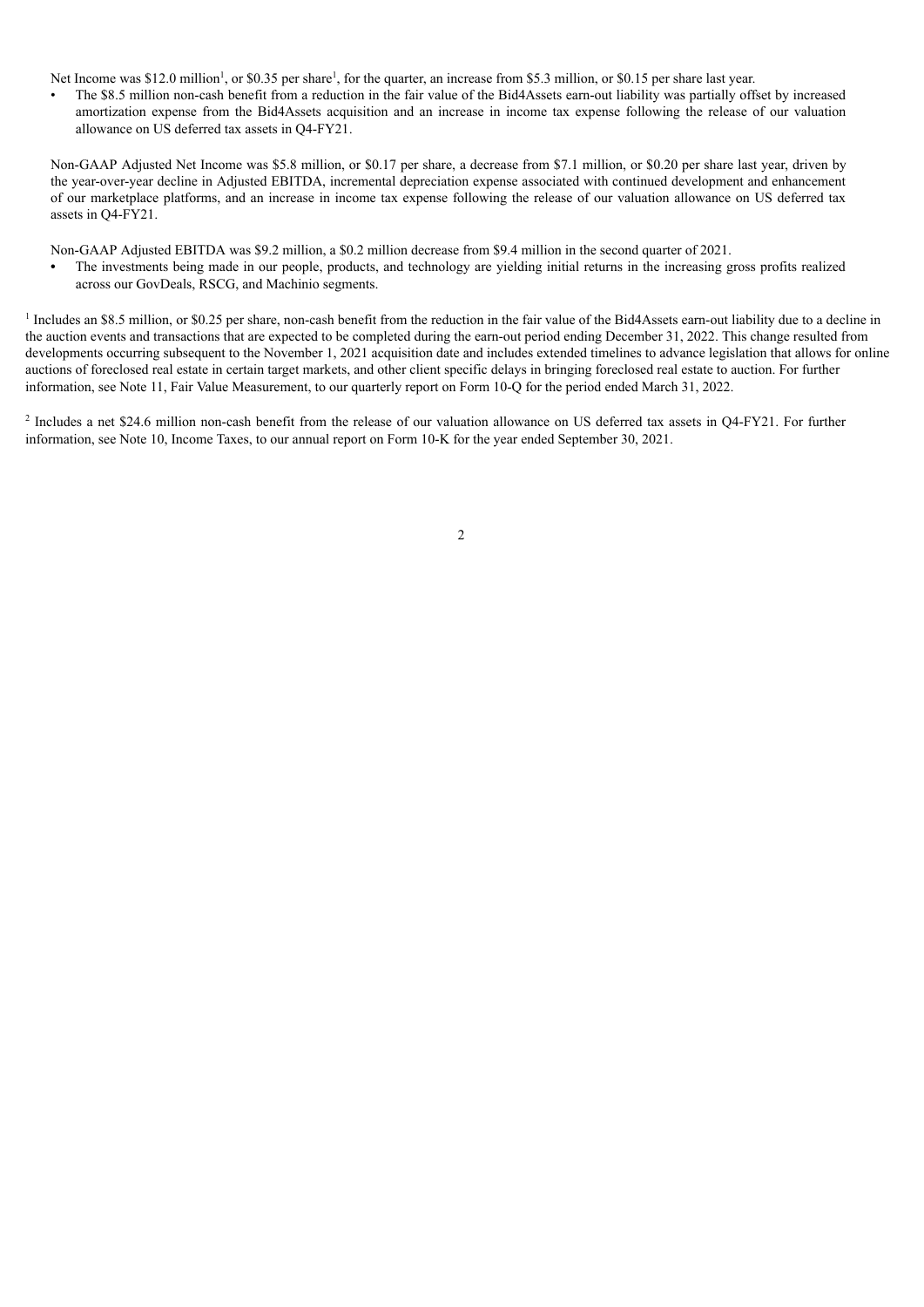Net Income was $12.0 million[1], or $0.35 per share[1], for the quarter, an increase from $5.3 million, or $0.15 per share last year.

- The $8.5 million non-cash benefit from a reduction in the fair value of the Bid4Assets earn-out liability was partially offset by increased amortization expense from the Bid4Assets acquisition and an increase in income tax expense following the release of our valuation allowance on US deferred tax assets in Q4-FY21.

Non-GAAP Adjusted Net Income was $5.8 million, or $0.17 per share, a decrease from $7.1 million, or $0.20 per share last year, driven by the year-over-year decline in Adjusted EBITDA, incremental depreciation expense associated with continued development and enhancement of our marketplace platforms, and an increase in income tax expense following the release of our valuation allowance on US deferred tax assets in Q4-FY21.

Non-GAAP Adjusted EBITDA was $9.2 million, a $0.2 million decrease from $9.4 million in the second quarter of 2021.

- The investments being made in our people, products, and technology are yielding initial returns in the increasing gross profits realized across our GovDeals, RSCG, and Machinio segments.

[1] Includes an $8.5 million, or $0.25 per share, non-cash benefit from the reduction in the fair value of the Bid4Assets earn-out liability due to a decline in the auction events and transactions that are expected to be completed during the earn-out period ending December 31, 2022. This change resulted from developments occurring subsequent to the November 1, 2021 acquisition date and includes extended timelines to advance legislation that allows for online auctions of foreclosed real estate in certain target markets, and other client specific delays in bringing foreclosed real estate to auction. For further information, see Note 11, Fair Value Measurement, to our quarterly report on Form 10-Q for the period ended March 31, 2022.

[2] Includes a net $24.6 million non-cash benefit from the release of our valuation allowance on US deferred tax assets in Q4-FY21. For further information, see Note 10, Income Taxes, to our annual report on Form 10-K for the year ended September 30, 2021.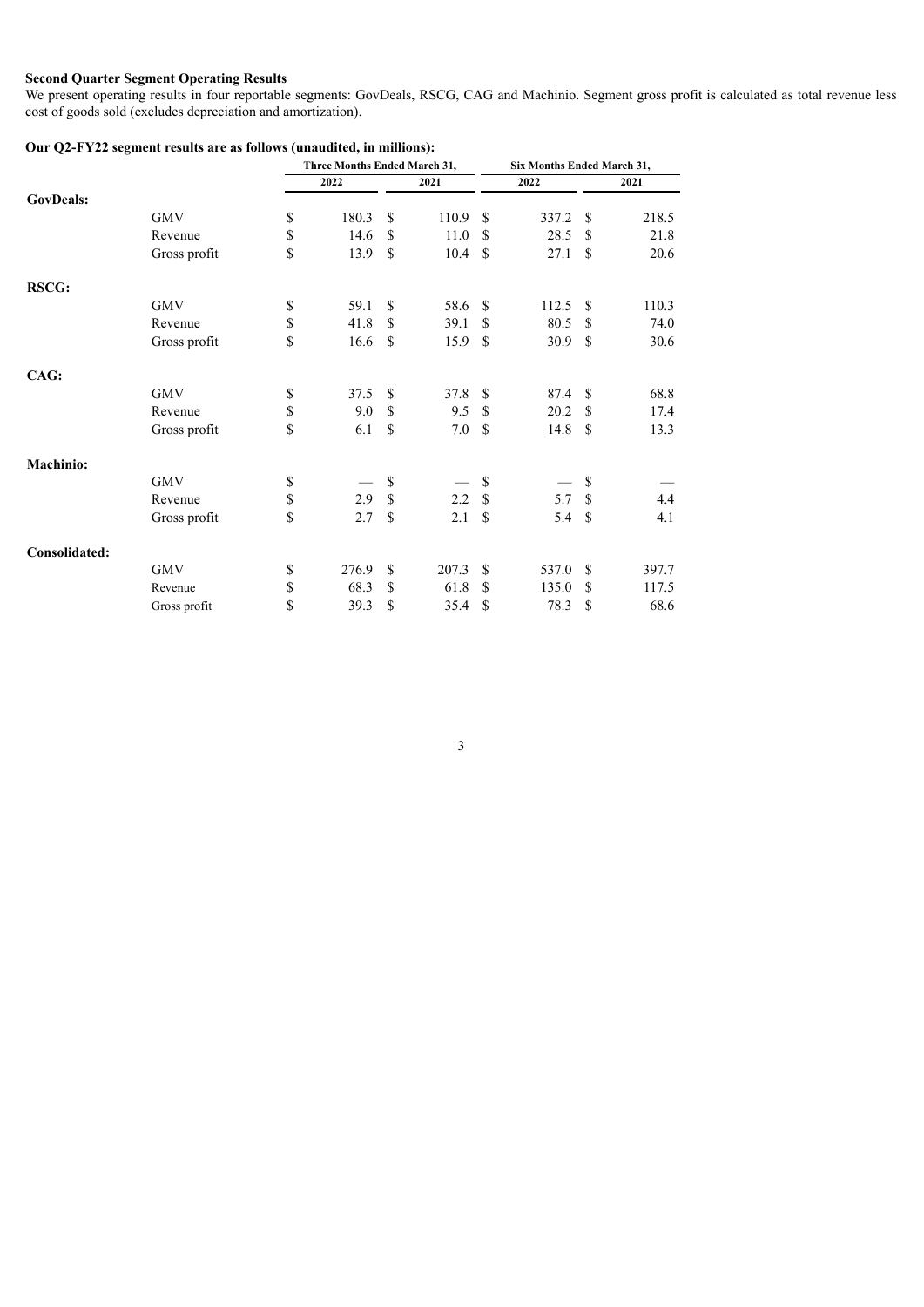**Second Quarter Segment Operating Results**

We present operating results in four reportable segments: GovDeals, RSCG, CAG and Machinio. Segment gross profit is calculated as total revenue less cost of goods sold (excludes depreciation and amortization).

**Our Q2-FY22 segment results are as follows (unaudited, in millions):**

| | | Three Months Ended March 31, | | Six Months Ended March 31, | |
|---|---|---|---|---|---|
| | | 2022 | 2021 | 2022 | 2021 |
| **GovDeals:** | | | | | |
| | GMV | $ 180.3 | $ 110.9 | $ 337.2 | $ 218.5 |
| | Revenue | $ 14.6 | $ 11.0 | $ 28.5 | $ 21.8 |
| | Gross profit | $ 13.9 | $ 10.4 | $ 27.1 | $ 20.6 |
| **RSCG:** | | | | | |
| | GMV | $ 59.1 | $ 58.6 | $ 112.5 | $ 110.3 |
| | Revenue | $ 41.8 | $ 39.1 | $ 80.5 | $ 74.0 |
| | Gross profit | $ 16.6 | $ 15.9 | $ 30.9 | $ 30.6 |
| **CAG:** | | | | | |
| | GMV | $ 37.5 | $ 37.8 | $ 87.4 | $ 68.8 |
| | Revenue | $ 9.0 | $ 9.5 | $ 20.2 | $ 17.4 |
| | Gross profit | $ 6.1 | $ 7.0 | $ 14.8 | $ 13.3 |
| **Machinio:** | | | | | |
| | GMV | $ — | $ — | $ — | $ — |
| | Revenue | $ 2.9 | $ 2.2 | $ 5.7 | $ 4.4 |
| | Gross profit | $ 2.7 | $ 2.1 | $ 5.4 | $ 4.1 |
| **Consolidated:** | | | | | |
| | GMV | $ 276.9 | $ 207.3 | $ 537.0 | $ 397.7 |
| | Revenue | $ 68.3 | $ 61.8 | $ 135.0 | $ 117.5 |
| | Gross profit | $ 39.3 | $ 35.4 | $ 78.3 | $ 68.6 |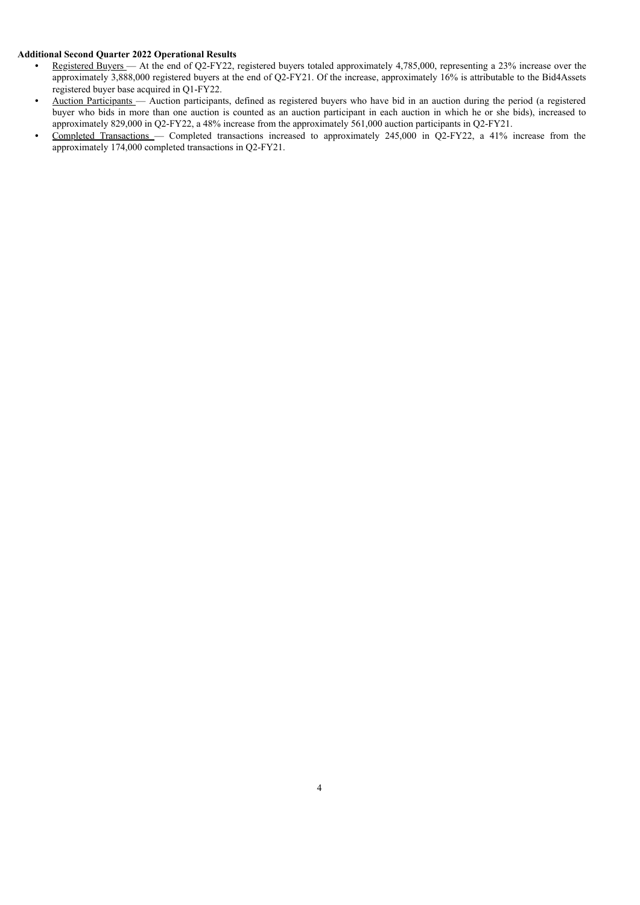**Additional Second Quarter 2022 Operational Results**

- Registered Buyers — At the end of Q2-FY22, registered buyers totaled approximately 4,785,000, representing a 23% increase over the approximately 3,888,000 registered buyers at the end of Q2-FY21. Of the increase, approximately 16% is attributable to the Bid4Assets registered buyer base acquired in Q1-FY22.
- Auction Participants — Auction participants, defined as registered buyers who have bid in an auction during the period (a registered buyer who bids in more than one auction is counted as an auction participant in each auction in which he or she bids), increased to approximately 829,000 in Q2-FY22, a 48% increase from the approximately 561,000 auction participants in Q2-FY21.
- Completed Transactions — Completed transactions increased to approximately 245,000 in Q2-FY22, a 41% increase from the approximately 174,000 completed transactions in Q2-FY21.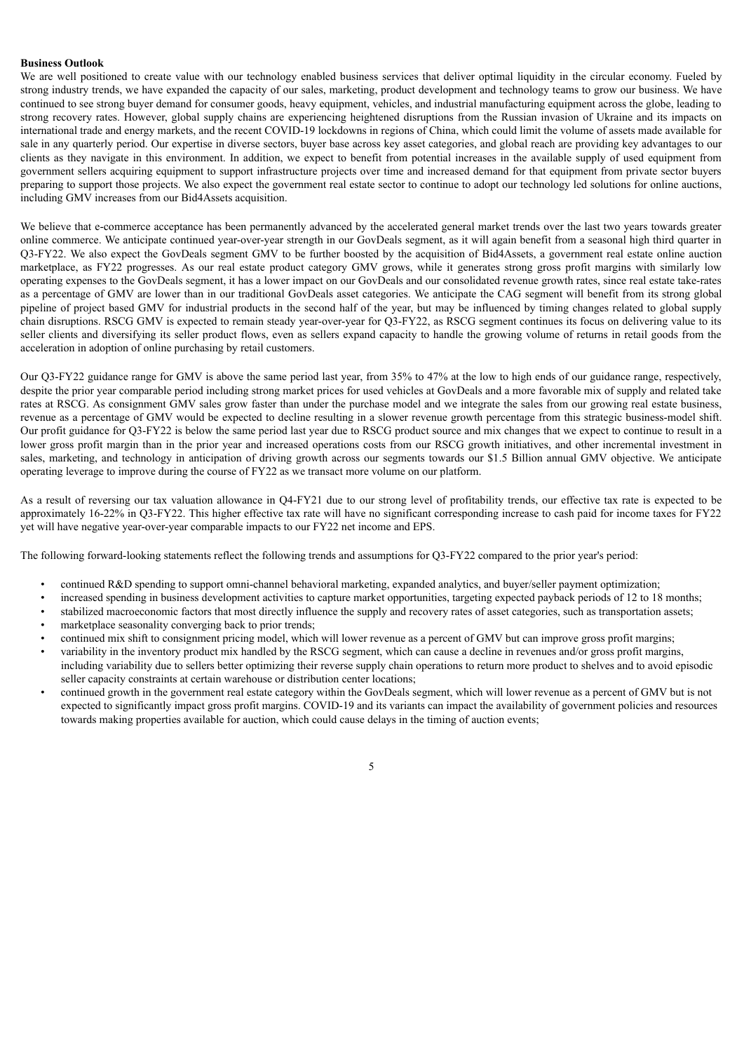**Business Outlook**

We are well positioned to create value with our technology enabled business services that deliver optimal liquidity in the circular economy. Fueled by strong industry trends, we have expanded the capacity of our sales, marketing, product development and technology teams to grow our business. We have continued to see strong buyer demand for consumer goods, heavy equipment, vehicles, and industrial manufacturing equipment across the globe, leading to strong recovery rates. However, global supply chains are experiencing heightened disruptions from the Russian invasion of Ukraine and its impacts on international trade and energy markets, and the recent COVID-19 lockdowns in regions of China, which could limit the volume of assets made available for sale in any quarterly period. Our expertise in diverse sectors, buyer base across key asset categories, and global reach are providing key advantages to our clients as they navigate in this environment. In addition, we expect to benefit from potential increases in the available supply of used equipment from government sellers acquiring equipment to support infrastructure projects over time and increased demand for that equipment from private sector buyers preparing to support those projects. We also expect the government real estate sector to continue to adopt our technology led solutions for online auctions, including GMV increases from our Bid4Assets acquisition.

We believe that e-commerce acceptance has been permanently advanced by the accelerated general market trends over the last two years towards greater online commerce. We anticipate continued year-over-year strength in our GovDeals segment, as it will again benefit from a seasonal high third quarter in Q3-FY22. We also expect the GovDeals segment GMV to be further boosted by the acquisition of Bid4Assets, a government real estate online auction marketplace, as FY22 progresses. As our real estate product category GMV grows, while it generates strong gross profit margins with similarly low operating expenses to the GovDeals segment, it has a lower impact on our GovDeals and our consolidated revenue growth rates, since real estate take-rates as a percentage of GMV are lower than in our traditional GovDeals asset categories. We anticipate the CAG segment will benefit from its strong global pipeline of project based GMV for industrial products in the second half of the year, but may be influenced by timing changes related to global supply chain disruptions. RSCG GMV is expected to remain steady year-over-year for Q3-FY22, as RSCG segment continues its focus on delivering value to its seller clients and diversifying its seller product flows, even as sellers expand capacity to handle the growing volume of returns in retail goods from the acceleration in adoption of online purchasing by retail customers.

Our Q3-FY22 guidance range for GMV is above the same period last year, from 35% to 47% at the low to high ends of our guidance range, respectively, despite the prior year comparable period including strong market prices for used vehicles at GovDeals and a more favorable mix of supply and related take rates at RSCG. As consignment GMV sales grow faster than under the purchase model and we integrate the sales from our growing real estate business, revenue as a percentage of GMV would be expected to decline resulting in a slower revenue growth percentage from this strategic business-model shift. Our profit guidance for Q3-FY22 is below the same period last year due to RSCG product source and mix changes that we expect to continue to result in a lower gross profit margin than in the prior year and increased operations costs from our RSCG growth initiatives, and other incremental investment in sales, marketing, and technology in anticipation of driving growth across our segments towards our $1.5 Billion annual GMV objective. We anticipate operating leverage to improve during the course of FY22 as we transact more volume on our platform.

As a result of reversing our tax valuation allowance in Q4-FY21 due to our strong level of profitability trends, our effective tax rate is expected to be approximately 16-22% in Q3-FY22. This higher effective tax rate will have no significant corresponding increase to cash paid for income taxes for FY22 yet will have negative year-over-year comparable impacts to our FY22 net income and EPS.

The following forward-looking statements reflect the following trends and assumptions for Q3-FY22 compared to the prior year's period:

- continued R&D spending to support omni-channel behavioral marketing, expanded analytics, and buyer/seller payment optimization;
- increased spending in business development activities to capture market opportunities, targeting expected payback periods of 12 to 18 months;
- stabilized macroeconomic factors that most directly influence the supply and recovery rates of asset categories, such as transportation assets;
- marketplace seasonality converging back to prior trends;
- continued mix shift to consignment pricing model, which will lower revenue as a percent of GMV but can improve gross profit margins;
- variability in the inventory product mix handled by the RSCG segment, which can cause a decline in revenues and/or gross profit margins, including variability due to sellers better optimizing their reverse supply chain operations to return more product to shelves and to avoid episodic seller capacity constraints at certain warehouse or distribution center locations;
- continued growth in the government real estate category within the GovDeals segment, which will lower revenue as a percent of GMV but is not expected to significantly impact gross profit margins. COVID-19 and its variants can impact the availability of government policies and resources towards making properties available for auction, which could cause delays in the timing of auction events;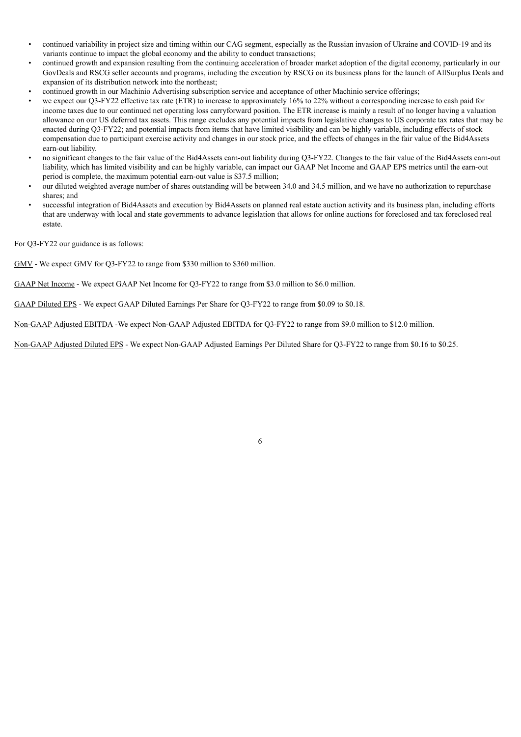- continued variability in project size and timing within our CAG segment, especially as the Russian invasion of Ukraine and COVID-19 and its variants continue to impact the global economy and the ability to conduct transactions;
- continued growth and expansion resulting from the continuing acceleration of broader market adoption of the digital economy, particularly in our GovDeals and RSCG seller accounts and programs, including the execution by RSCG on its business plans for the launch of AllSurplus Deals and expansion of its distribution network into the northeast;
- continued growth in our Machinio Advertising subscription service and acceptance of other Machinio service offerings;
- we expect our Q3-FY22 effective tax rate (ETR) to increase to approximately 16% to 22% without a corresponding increase to cash paid for income taxes due to our continued net operating loss carryforward position. The ETR increase is mainly a result of no longer having a valuation allowance on our US deferred tax assets. This range excludes any potential impacts from legislative changes to US corporate tax rates that may be enacted during Q3-FY22; and potential impacts from items that have limited visibility and can be highly variable, including effects of stock compensation due to participant exercise activity and changes in our stock price, and the effects of changes in the fair value of the Bid4Assets earn-out liability.
- no significant changes to the fair value of the Bid4Assets earn-out liability during Q3-FY22. Changes to the fair value of the Bid4Assets earn-out liability, which has limited visibility and can be highly variable, can impact our GAAP Net Income and GAAP EPS metrics until the earn-out period is complete, the maximum potential earn-out value is $37.5 million;
- our diluted weighted average number of shares outstanding will be between 34.0 and 34.5 million, and we have no authorization to repurchase shares; and
- successful integration of Bid4Assets and execution by Bid4Assets on planned real estate auction activity and its business plan, including efforts that are underway with local and state governments to advance legislation that allows for online auctions for foreclosed and tax foreclosed real estate.

For Q3-FY22 our guidance is as follows:

GMV - We expect GMV for Q3-FY22 to range from $330 million to $360 million.

GAAP Net Income - We expect GAAP Net Income for Q3-FY22 to range from $3.0 million to $6.0 million.

GAAP Diluted EPS - We expect GAAP Diluted Earnings Per Share for Q3-FY22 to range from $0.09 to $0.18.

Non-GAAP Adjusted EBITDA -We expect Non-GAAP Adjusted EBITDA for Q3-FY22 to range from $9.0 million to $12.0 million.

Non-GAAP Adjusted Diluted EPS - We expect Non-GAAP Adjusted Earnings Per Diluted Share for Q3-FY22 to range from $0.16 to $0.25.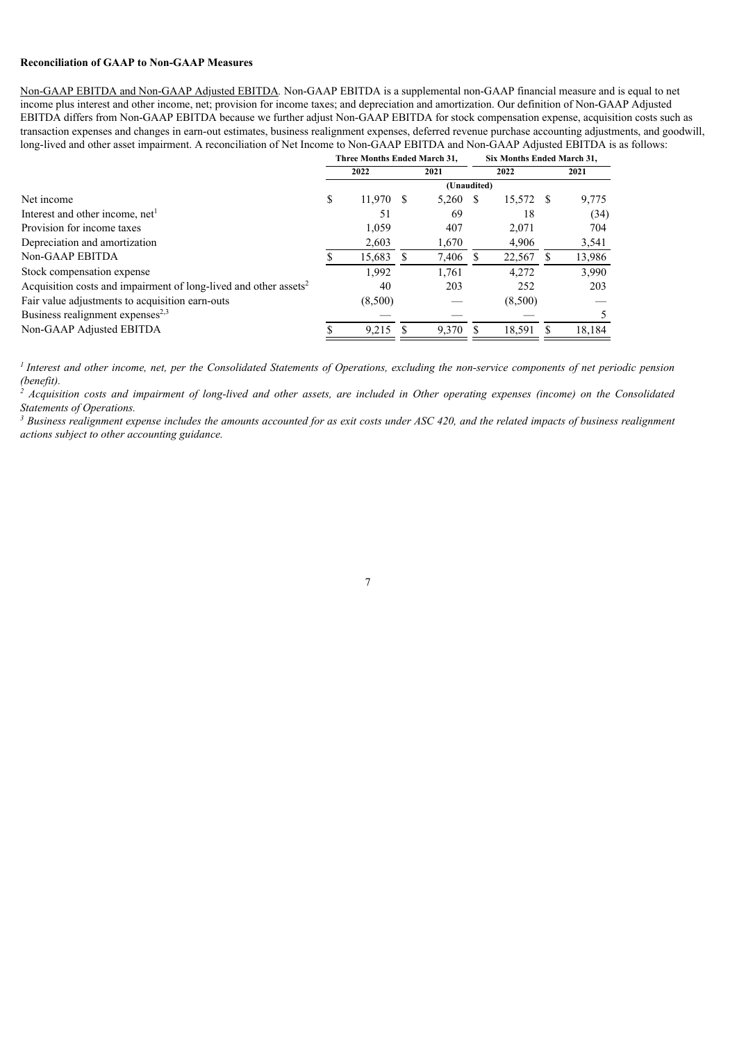**Reconciliation of GAAP to Non-GAAP Measures**

Non-GAAP EBITDA and Non-GAAP Adjusted EBITDA. Non-GAAP EBITDA is a supplemental non-GAAP financial measure and is equal to net income plus interest and other income, net; provision for income taxes; and depreciation and amortization. Our definition of Non-GAAP Adjusted EBITDA differs from Non-GAAP EBITDA because we further adjust Non-GAAP EBITDA for stock compensation expense, acquisition costs such as transaction expenses and changes in earn-out estimates, business realignment expenses, deferred revenue purchase accounting adjustments, and goodwill, long-lived and other asset impairment. A reconciliation of Net Income to Non-GAAP EBITDA and Non-GAAP Adjusted EBITDA is as follows:

| | Three Months Ended March 31, | | Six Months Ended March 31, | |
|---|---|---|---|---|
| | 2022 | 2021 | 2022 | 2021 |
| | (Unaudited) | | | |
| Net income | $ 11,970 | $ 5,260 | $ 15,572 | $ 9,775 |
| Interest and other income, net[1] | 51 | 69 | 18 | (34) |
| Provision for income taxes | 1,059 | 407 | 2,071 | 704 |
| Depreciation and amortization | 2,603 | 1,670 | 4,906 | 3,541 |
| Non-GAAP EBITDA | $ 15,683 | $ 7,406 | $ 22,567 | $ 13,986 |
| Stock compensation expense | 1,992 | 1,761 | 4,272 | 3,990 |
| Acquisition costs and impairment of long-lived and other assets[2] | 40 | 203 | 252 | 203 |
| Fair value adjustments to acquisition earn-outs | (8,500) | — | (8,500) | — |
| Business realignment expenses[2,3] | — | — | — | 5 |
| Non-GAAP Adjusted EBITDA | $ 9,215 | $ 9,370 | $ 18,591 | $ 18,184 |

[1] *Interest and other income, net, per the Consolidated Statements of Operations, excluding the non-service components of net periodic pension (benefit).*

[2] *Acquisition costs and impairment of long-lived and other assets, are included in Other operating expenses (income) on the Consolidated Statements of Operations.*

[3] *Business realignment expense includes the amounts accounted for as exit costs under ASC 420, and the related impacts of business realignment actions subject to other accounting guidance.*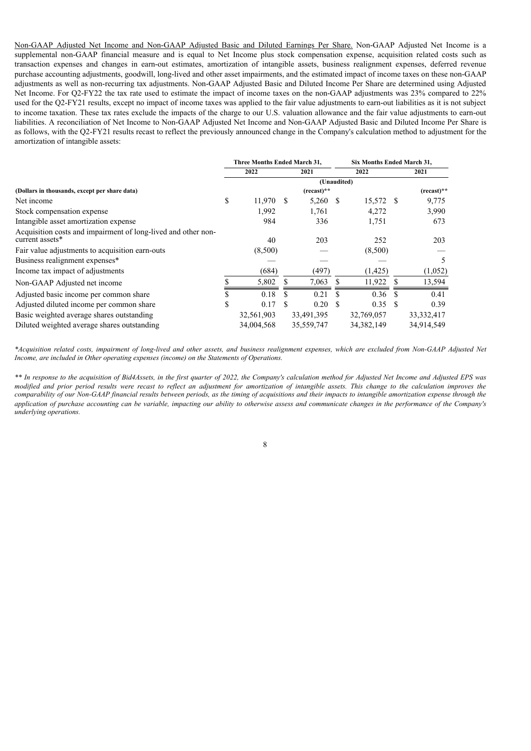Non-GAAP Adjusted Net Income and Non-GAAP Adjusted Basic and Diluted Earnings Per Share. Non-GAAP Adjusted Net Income is a supplemental non-GAAP financial measure and is equal to Net Income plus stock compensation expense, acquisition related costs such as transaction expenses and changes in earn-out estimates, amortization of intangible assets, business realignment expenses, deferred revenue purchase accounting adjustments, goodwill, long-lived and other asset impairments, and the estimated impact of income taxes on these non-GAAP adjustments as well as non-recurring tax adjustments. Non-GAAP Adjusted Basic and Diluted Income Per Share are determined using Adjusted Net Income. For Q2-FY22 the tax rate used to estimate the impact of income taxes on the non-GAAP adjustments was 23% compared to 22% used for the Q2-FY21 results, except no impact of income taxes was applied to the fair value adjustments to earn-out liabilities as it is not subject to income taxation. These tax rates exclude the impacts of the charge to our U.S. valuation allowance and the fair value adjustments to earn-out liabilities. A reconciliation of Net Income to Non-GAAP Adjusted Net Income and Non-GAAP Adjusted Basic and Diluted Income Per Share is as follows, with the Q2-FY21 results recast to reflect the previously announced change in the Company's calculation method to adjustment for the amortization of intangible assets:

| | Three Months Ended March 31, | | Six Months Ended March 31, | |
|---|---|---|---|---|
| | 2022 | 2021 | 2022 | 2021 |
| | (Unaudited) | | | |
| **(Dollars in thousands, except per share data)** | | (recast)** | | (recast)** |
| Net income | $ 11,970 | $ 5,260 | $ 15,572 | $ 9,775 |
| Stock compensation expense | 1,992 | 1,761 | 4,272 | 3,990 |
| Intangible asset amortization expense | 984 | 336 | 1,751 | 673 |
| Acquisition costs and impairment of long-lived and other non-current assets* | 40 | 203 | 252 | 203 |
| Fair value adjustments to acquisition earn-outs | (8,500) | — | (8,500) | — |
| Business realignment expenses* | — | — | — | 5 |
| Income tax impact of adjustments | (684) | (497) | (1,425) | (1,052) |
| Non-GAAP Adjusted net income | $ 5,802 | $ 7,063 | $ 11,922 | $ 13,594 |
| Adjusted basic income per common share | $ 0.18 | $ 0.21 | $ 0.36 | $ 0.41 |
| Adjusted diluted income per common share | $ 0.17 | $ 0.20 | $ 0.35 | $ 0.39 |
| Basic weighted average shares outstanding | 32,561,903 | 33,491,395 | 32,769,057 | 33,332,417 |
| Diluted weighted average shares outstanding | 34,004,568 | 35,559,747 | 34,382,149 | 34,914,549 |

**Acquisition related costs, impairment of long-lived and other assets, and business realignment expenses, which are excluded from Non-GAAP Adjusted Net Income, are included in Other operating expenses (income) on the Statements of Operations.*

*** In response to the acquisition of Bid4Assets, in the first quarter of 2022, the Company's calculation method for Adjusted Net Income and Adjusted EPS was modified and prior period results were recast to reflect an adjustment for amortization of intangible assets. This change to the calculation improves the comparability of our Non-GAAP financial results between periods, as the timing of acquisitions and their impacts to intangible amortization expense through the application of purchase accounting can be variable, impacting our ability to otherwise assess and communicate changes in the performance of the Company's underlying operations.*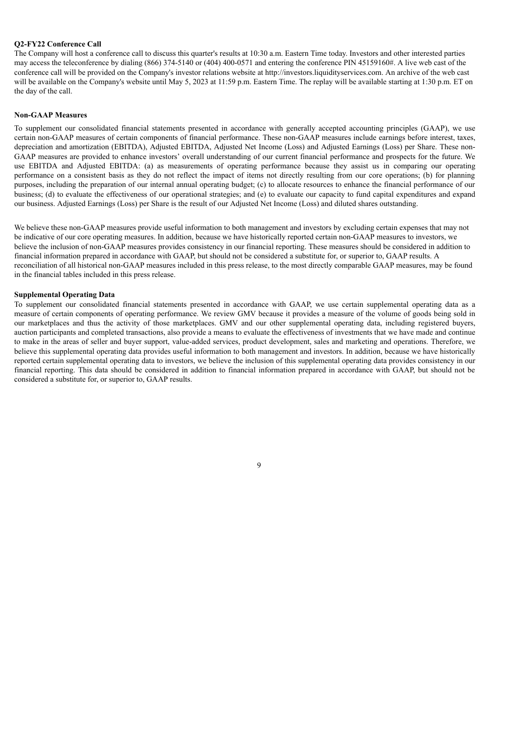**Q2-FY22 Conference Call**

The Company will host a conference call to discuss this quarter's results at 10:30 a.m. Eastern Time today. Investors and other interested parties may access the teleconference by dialing (866) 374-5140 or (404) 400-0571 and entering the conference PIN 45159160#. A live web cast of the conference call will be provided on the Company's investor relations website at http://investors.liquidityservices.com. An archive of the web cast will be available on the Company's website until May 5, 2023 at 11:59 p.m. Eastern Time. The replay will be available starting at 1:30 p.m. ET on the day of the call.

**Non-GAAP Measures**

To supplement our consolidated financial statements presented in accordance with generally accepted accounting principles (GAAP), we use certain non-GAAP measures of certain components of financial performance. These non-GAAP measures include earnings before interest, taxes, depreciation and amortization (EBITDA), Adjusted EBITDA, Adjusted Net Income (Loss) and Adjusted Earnings (Loss) per Share. These non-GAAP measures are provided to enhance investors' overall understanding of our current financial performance and prospects for the future. We use EBITDA and Adjusted EBITDA: (a) as measurements of operating performance because they assist us in comparing our operating performance on a consistent basis as they do not reflect the impact of items not directly resulting from our core operations; (b) for planning purposes, including the preparation of our internal annual operating budget; (c) to allocate resources to enhance the financial performance of our business; (d) to evaluate the effectiveness of our operational strategies; and (e) to evaluate our capacity to fund capital expenditures and expand our business. Adjusted Earnings (Loss) per Share is the result of our Adjusted Net Income (Loss) and diluted shares outstanding.

We believe these non-GAAP measures provide useful information to both management and investors by excluding certain expenses that may not be indicative of our core operating measures. In addition, because we have historically reported certain non-GAAP measures to investors, we believe the inclusion of non-GAAP measures provides consistency in our financial reporting. These measures should be considered in addition to financial information prepared in accordance with GAAP, but should not be considered a substitute for, or superior to, GAAP results. A reconciliation of all historical non-GAAP measures included in this press release, to the most directly comparable GAAP measures, may be found in the financial tables included in this press release.

**Supplemental Operating Data**

To supplement our consolidated financial statements presented in accordance with GAAP, we use certain supplemental operating data as a measure of certain components of operating performance. We review GMV because it provides a measure of the volume of goods being sold in our marketplaces and thus the activity of those marketplaces. GMV and our other supplemental operating data, including registered buyers, auction participants and completed transactions, also provide a means to evaluate the effectiveness of investments that we have made and continue to make in the areas of seller and buyer support, value-added services, product development, sales and marketing and operations. Therefore, we believe this supplemental operating data provides useful information to both management and investors. In addition, because we have historically reported certain supplemental operating data to investors, we believe the inclusion of this supplemental operating data provides consistency in our financial reporting. This data should be considered in addition to financial information prepared in accordance with GAAP, but should not be considered a substitute for, or superior to, GAAP results.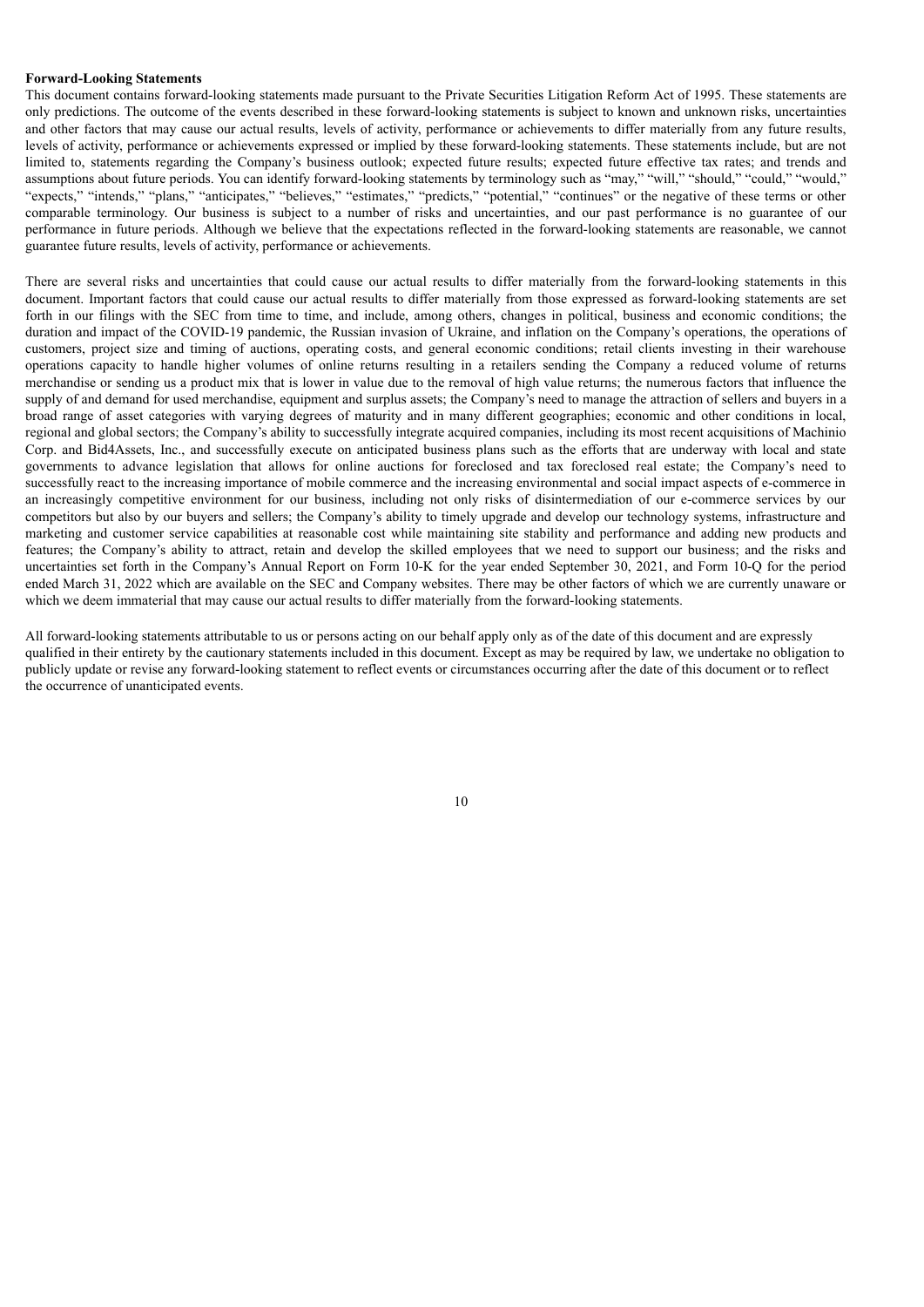**Forward-Looking Statements**

This document contains forward-looking statements made pursuant to the Private Securities Litigation Reform Act of 1995. These statements are only predictions. The outcome of the events described in these forward-looking statements is subject to known and unknown risks, uncertainties and other factors that may cause our actual results, levels of activity, performance or achievements to differ materially from any future results, levels of activity, performance or achievements expressed or implied by these forward-looking statements. These statements include, but are not limited to, statements regarding the Company's business outlook; expected future results; expected future effective tax rates; and trends and assumptions about future periods. You can identify forward-looking statements by terminology such as "may," "will," "should," "could," "would," "expects," "intends," "plans," "anticipates," "believes," "estimates," "predicts," "potential," "continues" or the negative of these terms or other comparable terminology. Our business is subject to a number of risks and uncertainties, and our past performance is no guarantee of our performance in future periods. Although we believe that the expectations reflected in the forward-looking statements are reasonable, we cannot guarantee future results, levels of activity, performance or achievements.

There are several risks and uncertainties that could cause our actual results to differ materially from the forward-looking statements in this document. Important factors that could cause our actual results to differ materially from those expressed as forward-looking statements are set forth in our filings with the SEC from time to time, and include, among others, changes in political, business and economic conditions; the duration and impact of the COVID-19 pandemic, the Russian invasion of Ukraine, and inflation on the Company's operations, the operations of customers, project size and timing of auctions, operating costs, and general economic conditions; retail clients investing in their warehouse operations capacity to handle higher volumes of online returns resulting in a retailers sending the Company a reduced volume of returns merchandise or sending us a product mix that is lower in value due to the removal of high value returns; the numerous factors that influence the supply of and demand for used merchandise, equipment and surplus assets; the Company's need to manage the attraction of sellers and buyers in a broad range of asset categories with varying degrees of maturity and in many different geographies; economic and other conditions in local, regional and global sectors; the Company's ability to successfully integrate acquired companies, including its most recent acquisitions of Machinio Corp. and Bid4Assets, Inc., and successfully execute on anticipated business plans such as the efforts that are underway with local and state governments to advance legislation that allows for online auctions for foreclosed and tax foreclosed real estate; the Company's need to successfully react to the increasing importance of mobile commerce and the increasing environmental and social impact aspects of e-commerce in an increasingly competitive environment for our business, including not only risks of disintermediation of our e-commerce services by our competitors but also by our buyers and sellers; the Company's ability to timely upgrade and develop our technology systems, infrastructure and marketing and customer service capabilities at reasonable cost while maintaining site stability and performance and adding new products and features; the Company's ability to attract, retain and develop the skilled employees that we need to support our business; and the risks and uncertainties set forth in the Company's Annual Report on Form 10-K for the year ended September 30, 2021, and Form 10-Q for the period ended March 31, 2022 which are available on the SEC and Company websites. There may be other factors of which we are currently unaware or which we deem immaterial that may cause our actual results to differ materially from the forward-looking statements.

All forward-looking statements attributable to us or persons acting on our behalf apply only as of the date of this document and are expressly qualified in their entirety by the cautionary statements included in this document. Except as may be required by law, we undertake no obligation to publicly update or revise any forward-looking statement to reflect events or circumstances occurring after the date of this document or to reflect the occurrence of unanticipated events.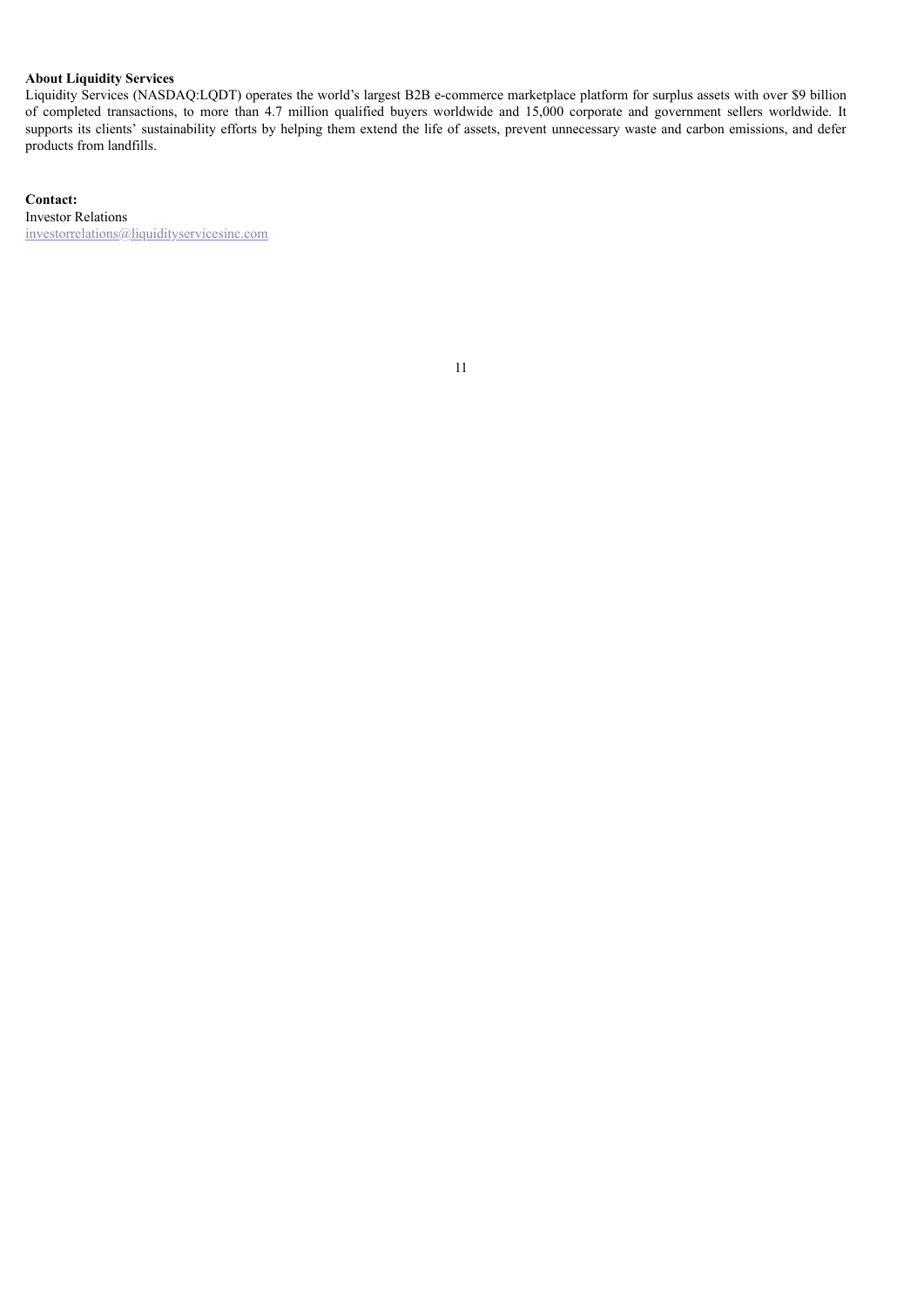**About Liquidity Services**

Liquidity Services (NASDAQ:LQDT) operates the world's largest B2B e-commerce marketplace platform for surplus assets with over $9 billion of completed transactions, to more than 4.7 million qualified buyers worldwide and 15,000 corporate and government sellers worldwide. It supports its clients' sustainability efforts by helping them extend the life of assets, prevent unnecessary waste and carbon emissions, and defer products from landfills.

**Contact:**

Investor Relations

investorrelations@liquidityservicesinc.com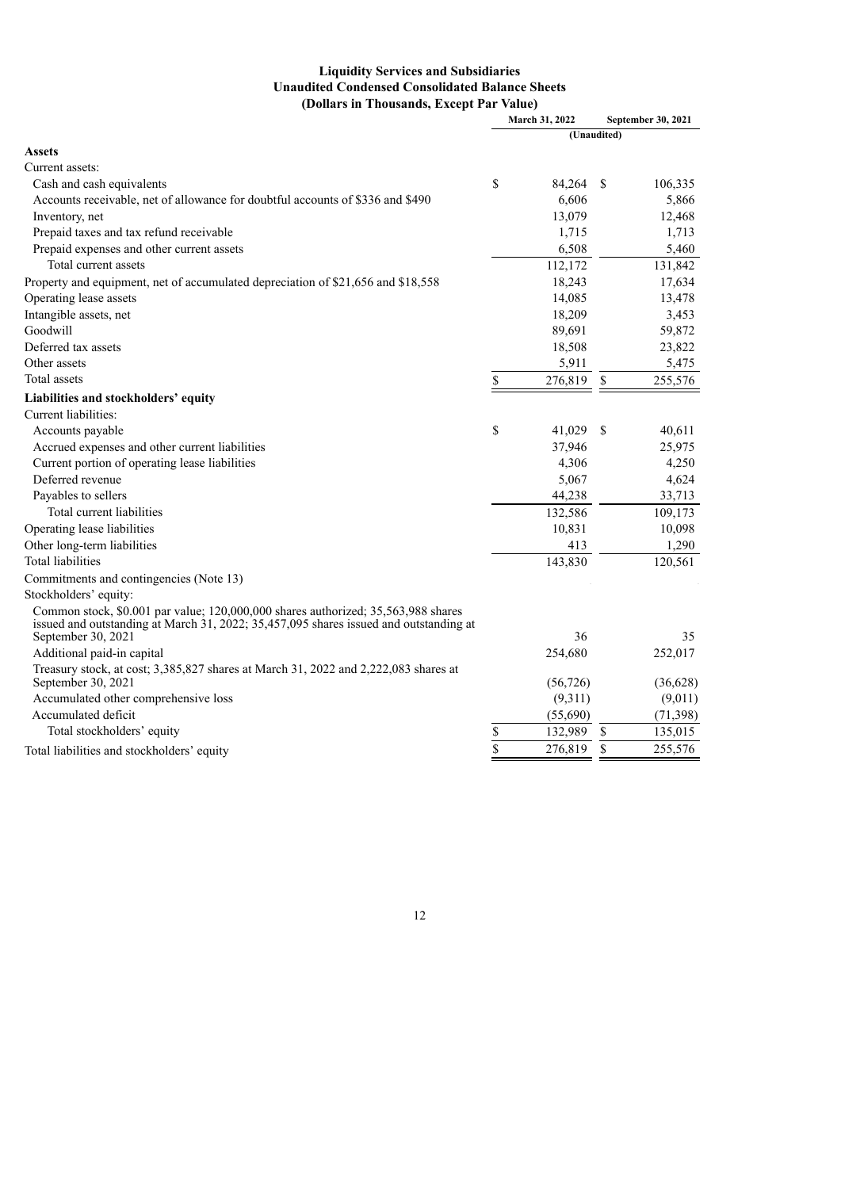# Liquidity Services and Subsidiaries
## Unaudited Condensed Consolidated Balance Sheets
### (Dollars in Thousands, Except Par Value)

| | March 31, 2022 | September 30, 2021 |
|---|---|---|
| | (Unaudited) | |
| **Assets** | | |
| Current assets: | | |
| Cash and cash equivalents | $ 84,264 | $ 106,335 |
| Accounts receivable, net of allowance for doubtful accounts of $336 and $490 | 6,606 | 5,866 |
| Inventory, net | 13,079 | 12,468 |
| Prepaid taxes and tax refund receivable | 1,715 | 1,713 |
| Prepaid expenses and other current assets | 6,508 | 5,460 |
| Total current assets | 112,172 | 131,842 |
| Property and equipment, net of accumulated depreciation of $21,656 and $18,558 | 18,243 | 17,634 |
| Operating lease assets | 14,085 | 13,478 |
| Intangible assets, net | 18,209 | 3,453 |
| Goodwill | 89,691 | 59,872 |
| Deferred tax assets | 18,508 | 23,822 |
| Other assets | 5,911 | 5,475 |
| Total assets | $ 276,819 | $ 255,576 |
| **Liabilities and stockholders' equity** | | |
| Current liabilities: | | |
| Accounts payable | $ 41,029 | $ 40,611 |
| Accrued expenses and other current liabilities | 37,946 | 25,975 |
| Current portion of operating lease liabilities | 4,306 | 4,250 |
| Deferred revenue | 5,067 | 4,624 |
| Payables to sellers | 44,238 | 33,713 |
| Total current liabilities | 132,586 | 109,173 |
| Operating lease liabilities | 10,831 | 10,098 |
| Other long-term liabilities | 413 | 1,290 |
| Total liabilities | 143,830 | 120,561 |
| Commitments and contingencies (Note 13) | | |
| Stockholders' equity: | | |
| Common stock, $0.001 par value; 120,000,000 shares authorized; 35,563,988 shares issued and outstanding at March 31, 2022; 35,457,095 shares issued and outstanding at September 30, 2021 | 36 | 35 |
| Additional paid-in capital | 254,680 | 252,017 |
| Treasury stock, at cost; 3,385,827 shares at March 31, 2022 and 2,222,083 shares at September 30, 2021 | (56,726) | (36,628) |
| Accumulated other comprehensive loss | (9,311) | (9,011) |
| Accumulated deficit | (55,690) | (71,398) |
| Total stockholders' equity | $ 132,989 | $ 135,015 |
| Total liabilities and stockholders' equity | $ 276,819 | $ 255,576 |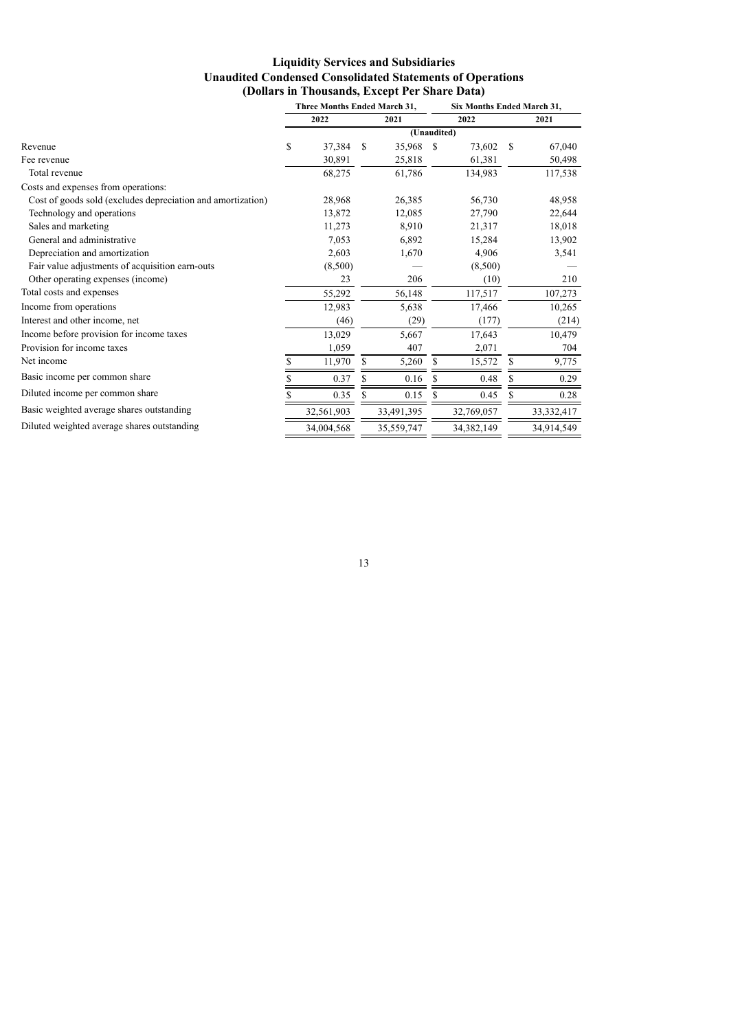# Liquidity Services and Subsidiaries
## Unaudited Condensed Consolidated Statements of Operations
### (Dollars in Thousands, Except Per Share Data)

| | Three Months Ended March 31, | | Six Months Ended March 31, | |
|---|---|---|---|---|
| | 2022 | 2021 | 2022 | 2021 |
| | (Unaudited) | | | |
| Revenue | $ 37,384 | $ 35,968 | $ 73,602 | $ 67,040 |
| Fee revenue | 30,891 | 25,818 | 61,381 | 50,498 |
| Total revenue | 68,275 | 61,786 | 134,983 | 117,538 |
| Costs and expenses from operations: | | | | |
| Cost of goods sold (excludes depreciation and amortization) | 28,968 | 26,385 | 56,730 | 48,958 |
| Technology and operations | 13,872 | 12,085 | 27,790 | 22,644 |
| Sales and marketing | 11,273 | 8,910 | 21,317 | 18,018 |
| General and administrative | 7,053 | 6,892 | 15,284 | 13,902 |
| Depreciation and amortization | 2,603 | 1,670 | 4,906 | 3,541 |
| Fair value adjustments of acquisition earn-outs | (8,500) | — | (8,500) | — |
| Other operating expenses (income) | 23 | 206 | (10) | 210 |
| Total costs and expenses | 55,292 | 56,148 | 117,517 | 107,273 |
| Income from operations | 12,983 | 5,638 | 17,466 | 10,265 |
| Interest and other income, net | (46) | (29) | (177) | (214) |
| Income before provision for income taxes | 13,029 | 5,667 | 17,643 | 10,479 |
| Provision for income taxes | 1,059 | 407 | 2,071 | 704 |
| Net income | $ 11,970 | $ 5,260 | $ 15,572 | $ 9,775 |
| Basic income per common share | $ 0.37 | $ 0.16 | $ 0.48 | $ 0.29 |
| Diluted income per common share | $ 0.35 | $ 0.15 | $ 0.45 | $ 0.28 |
| Basic weighted average shares outstanding | 32,561,903 | 33,491,395 | 32,769,057 | 33,332,417 |
| Diluted weighted average shares outstanding | 34,004,568 | 35,559,747 | 34,382,149 | 34,914,549 |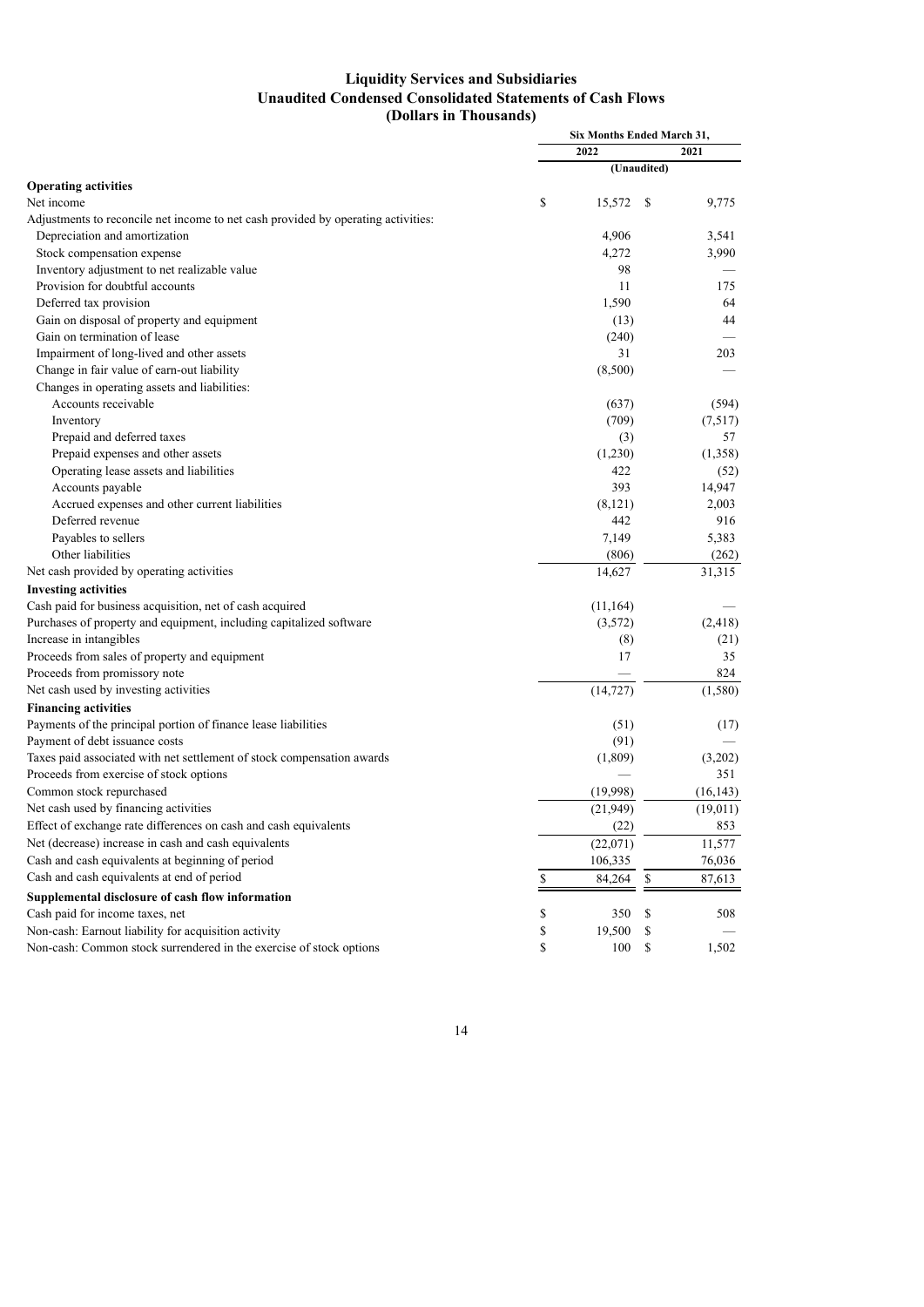# Liquidity Services and Subsidiaries
## Unaudited Condensed Consolidated Statements of Cash Flows
### (Dollars in Thousands)

| | Six Months Ended March 31, | |
|---|---|---|
| | 2022 | 2021 |
| | (Unaudited) | |
| **Operating activities** | | |
| Net income | $ 15,572 | $ 9,775 |
| Adjustments to reconcile net income to net cash provided by operating activities: | | |
| Depreciation and amortization | 4,906 | 3,541 |
| Stock compensation expense | 4,272 | 3,990 |
| Inventory adjustment to net realizable value | 98 | — |
| Provision for doubtful accounts | 11 | 175 |
| Deferred tax provision | 1,590 | 64 |
| Gain on disposal of property and equipment | (13) | 44 |
| Gain on termination of lease | (240) | — |
| Impairment of long-lived and other assets | 31 | 203 |
| Change in fair value of earn-out liability | (8,500) | — |
| Changes in operating assets and liabilities: | | |
| Accounts receivable | (637) | (594) |
| Inventory | (709) | (7,517) |
| Prepaid and deferred taxes | (3) | 57 |
| Prepaid expenses and other assets | (1,230) | (1,358) |
| Operating lease assets and liabilities | 422 | (52) |
| Accounts payable | 393 | 14,947 |
| Accrued expenses and other current liabilities | (8,121) | 2,003 |
| Deferred revenue | 442 | 916 |
| Payables to sellers | 7,149 | 5,383 |
| Other liabilities | (806) | (262) |
| Net cash provided by operating activities | 14,627 | 31,315 |
| **Investing activities** | | |
| Cash paid for business acquisition, net of cash acquired | (11,164) | — |
| Purchases of property and equipment, including capitalized software | (3,572) | (2,418) |
| Increase in intangibles | (8) | (21) |
| Proceeds from sales of property and equipment | 17 | 35 |
| Proceeds from promissory note | — | 824 |
| Net cash used by investing activities | (14,727) | (1,580) |
| **Financing activities** | | |
| Payments of the principal portion of finance lease liabilities | (51) | (17) |
| Payment of debt issuance costs | (91) | — |
| Taxes paid associated with net settlement of stock compensation awards | (1,809) | (3,202) |
| Proceeds from exercise of stock options | — | 351 |
| Common stock repurchased | (19,998) | (16,143) |
| Net cash used by financing activities | (21,949) | (19,011) |
| Effect of exchange rate differences on cash and cash equivalents | (22) | 853 |
| Net (decrease) increase in cash and cash equivalents | (22,071) | 11,577 |
| Cash and cash equivalents at beginning of period | 106,335 | 76,036 |
| Cash and cash equivalents at end of period | $ 84,264 | $ 87,613 |
| **Supplemental disclosure of cash flow information** | | |
| Cash paid for income taxes, net | $ 350 | $ 508 |
| Non-cash: Earnout liability for acquisition activity | $ 19,500 | $ — |
| Non-cash: Common stock surrendered in the exercise of stock options | $ 100 | $ 1,502 |